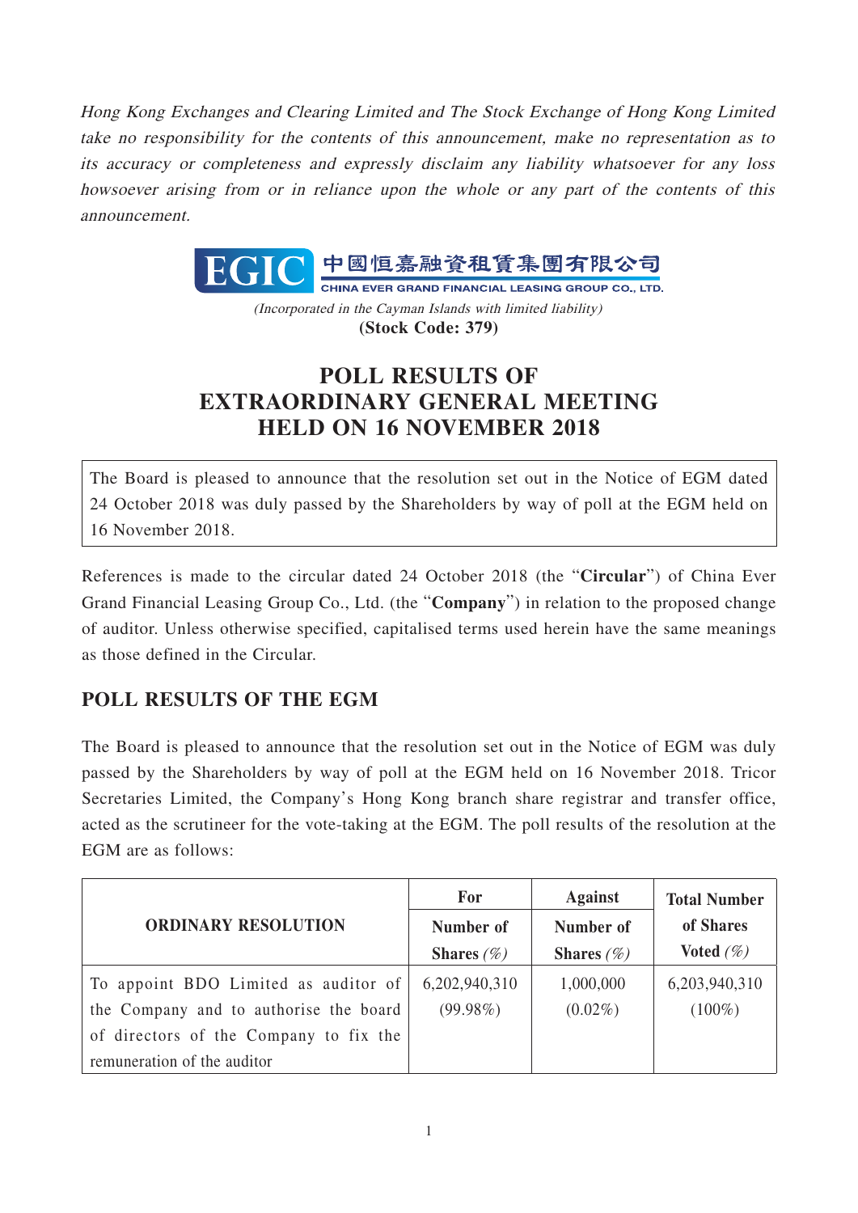*Hong Kong Exchanges and Clearing Limited and The Stock Exchange of Hong Kong Limited take no responsibility for the contents of this announcement, make no representation as to its accuracy or completeness and expressly disclaim any liability whatsoever for any loss howsoever arising from or in reliance upon the whole or any part of the contents of this announcement.*

EGIC 中國恒嘉融資租賃集團有限公司
CHINA EVER GRAND FINANCIAL LEASING GROUP CO., LTD.

*(Incorporated in the Cayman Islands with limited liability)*
**(Stock Code: 379)**

# POLL RESULTS OF EXTRAORDINARY GENERAL MEETING HELD ON 16 NOVEMBER 2018

The Board is pleased to announce that the resolution set out in the Notice of EGM dated 24 October 2018 was duly passed by the Shareholders by way of poll at the EGM held on 16 November 2018.

References is made to the circular dated 24 October 2018 (the "**Circular**") of China Ever Grand Financial Leasing Group Co., Ltd. (the "**Company**") in relation to the proposed change of auditor. Unless otherwise specified, capitalised terms used herein have the same meanings as those defined in the Circular.

## POLL RESULTS OF THE EGM

The Board is pleased to announce that the resolution set out in the Notice of EGM was duly passed by the Shareholders by way of poll at the EGM held on 16 November 2018. Tricor Secretaries Limited, the Company's Hong Kong branch share registrar and transfer office, acted as the scrutineer for the vote-taking at the EGM. The poll results of the resolution at the EGM are as follows:

| ORDINARY RESOLUTION | For | Against | Total Number of Shares Voted *(%)* |
|---|---|---|---|
| | Number of Shares *(%)* | Number of Shares *(%)* | |
| To appoint BDO Limited as auditor of the Company and to authorise the board of directors of the Company to fix the remuneration of the auditor | 6,202,940,310 (99.98%) | 1,000,000 (0.02%) | 6,203,940,310 (100%) |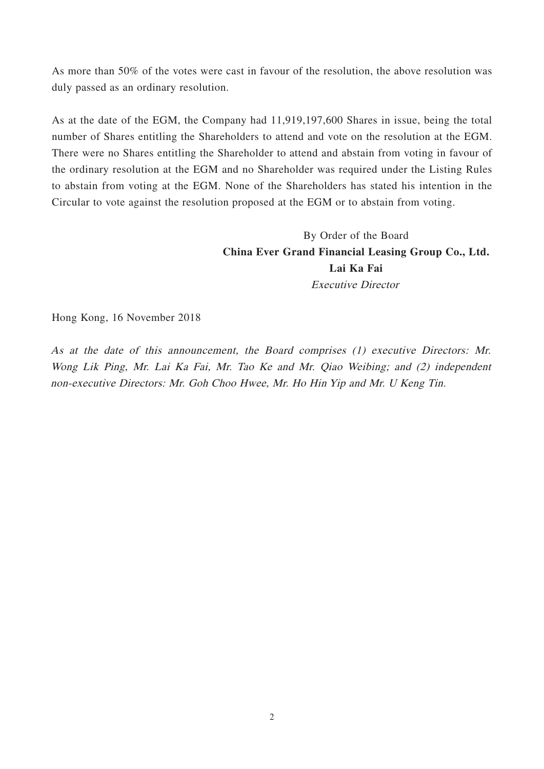As more than 50% of the votes were cast in favour of the resolution, the above resolution was duly passed as an ordinary resolution.

As at the date of the EGM, the Company had 11,919,197,600 Shares in issue, being the total number of Shares entitling the Shareholders to attend and vote on the resolution at the EGM. There were no Shares entitling the Shareholder to attend and abstain from voting in favour of the ordinary resolution at the EGM and no Shareholder was required under the Listing Rules to abstain from voting at the EGM. None of the Shareholders has stated his intention in the Circular to vote against the resolution proposed at the EGM or to abstain from voting.

By Order of the Board
**China Ever Grand Financial Leasing Group Co., Ltd.**
**Lai Ka Fai**
*Executive Director*

Hong Kong, 16 November 2018

*As at the date of this announcement, the Board comprises (1) executive Directors: Mr. Wong Lik Ping, Mr. Lai Ka Fai, Mr. Tao Ke and Mr. Qiao Weibing; and (2) independent non-executive Directors: Mr. Goh Choo Hwee, Mr. Ho Hin Yip and Mr. U Keng Tin.*